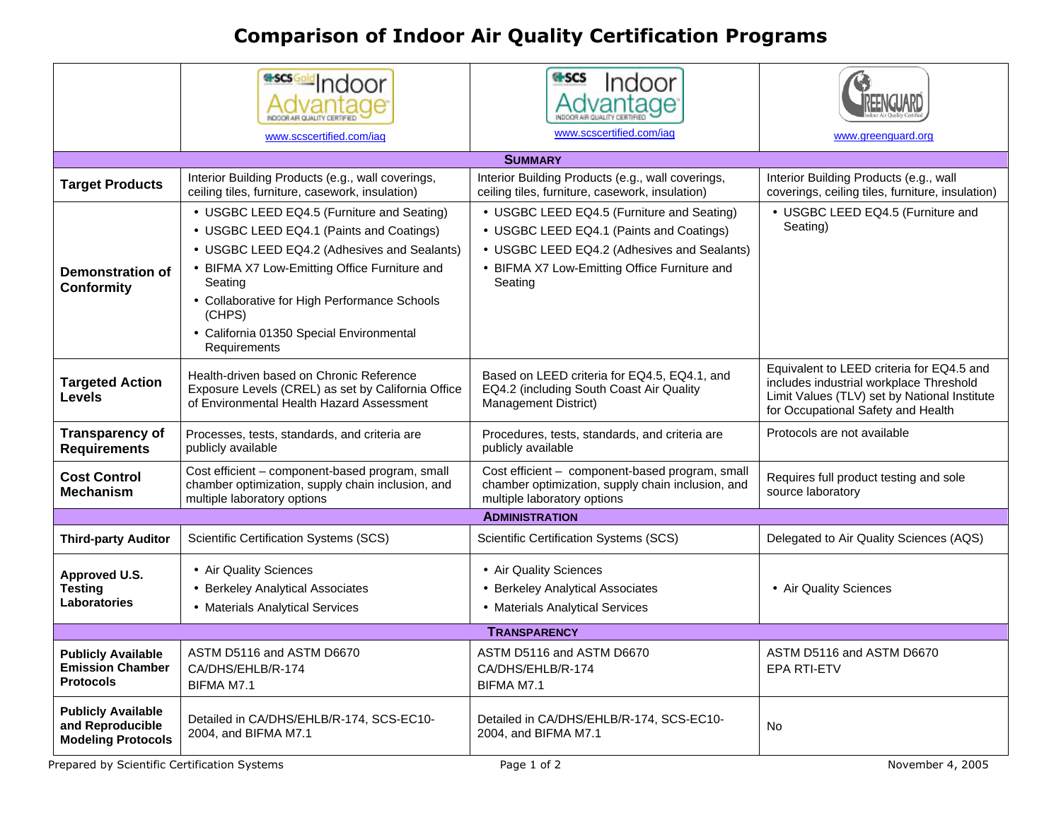# Comparison of Indoor Air Quality Certification Programs

| | SCS Gold Indoor Advantage — Indoor Air Quality Certified<br>www.scscertified.com/iaq | SCS Indoor Advantage — Indoor Air Quality Certified<br>www.scscertified.com/iaq | Greenguard — Indoor Air Quality Certified<br>www.greenguard.org |
|---|---|---|---|
| **SUMMARY** | | | |
| **Target Products** | Interior Building Products (e.g., wall coverings, ceiling tiles, furniture, casework, insulation) | Interior Building Products (e.g., wall coverings, ceiling tiles, furniture, casework, insulation) | Interior Building Products (e.g., wall coverings, ceiling tiles, furniture, insulation) |
| **Demonstration of Conformity** | • USGBC LEED EQ4.5 (Furniture and Seating)<br>• USGBC LEED EQ4.1 (Paints and Coatings)<br>• USGBC LEED EQ4.2 (Adhesives and Sealants)<br>• BIFMA X7 Low-Emitting Office Furniture and Seating<br>• Collaborative for High Performance Schools (CHPS)<br>• California 01350 Special Environmental Requirements | • USGBC LEED EQ4.5 (Furniture and Seating)<br>• USGBC LEED EQ4.1 (Paints and Coatings)<br>• USGBC LEED EQ4.2 (Adhesives and Sealants)<br>• BIFMA X7 Low-Emitting Office Furniture and Seating | • USGBC LEED EQ4.5 (Furniture and Seating) |
| **Targeted Action Levels** | Health-driven based on Chronic Reference Exposure Levels (CREL) as set by California Office of Environmental Health Hazard Assessment | Based on LEED criteria for EQ4.5, EQ4.1, and EQ4.2 (including South Coast Air Quality Management District) | Equivalent to LEED criteria for EQ4.5 and includes industrial workplace Threshold Limit Values (TLV) set by National Institute for Occupational Safety and Health |
| **Transparency of Requirements** | Processes, tests, standards, and criteria are publicly available | Procedures, tests, standards, and criteria are publicly available | Protocols are not available |
| **Cost Control Mechanism** | Cost efficient – component-based program, small chamber optimization, supply chain inclusion, and multiple laboratory options | Cost efficient – component-based program, small chamber optimization, supply chain inclusion, and multiple laboratory options | Requires full product testing and sole source laboratory |
| **ADMINISTRATION** | | | |
| **Third-party Auditor** | Scientific Certification Systems (SCS) | Scientific Certification Systems (SCS) | Delegated to Air Quality Sciences (AQS) |
| **Approved U.S. Testing Laboratories** | • Air Quality Sciences<br>• Berkeley Analytical Associates<br>• Materials Analytical Services | • Air Quality Sciences<br>• Berkeley Analytical Associates<br>• Materials Analytical Services | • Air Quality Sciences |
| **TRANSPARENCY** | | | |
| **Publicly Available Emission Chamber Protocols** | ASTM D5116 and ASTM D6670<br>CA/DHS/EHLB/R-174<br>BIFMA M7.1 | ASTM D5116 and ASTM D6670<br>CA/DHS/EHLB/R-174<br>BIFMA M7.1 | ASTM D5116 and ASTM D6670<br>EPA RTI-ETV |
| **Publicly Available and Reproducible Modeling Protocols** | Detailed in CA/DHS/EHLB/R-174, SCS-EC10-2004, and BIFMA M7.1 | Detailed in CA/DHS/EHLB/R-174, SCS-EC10-2004, and BIFMA M7.1 | No |

Prepared by Scientific Certification Systems — November 4, 2005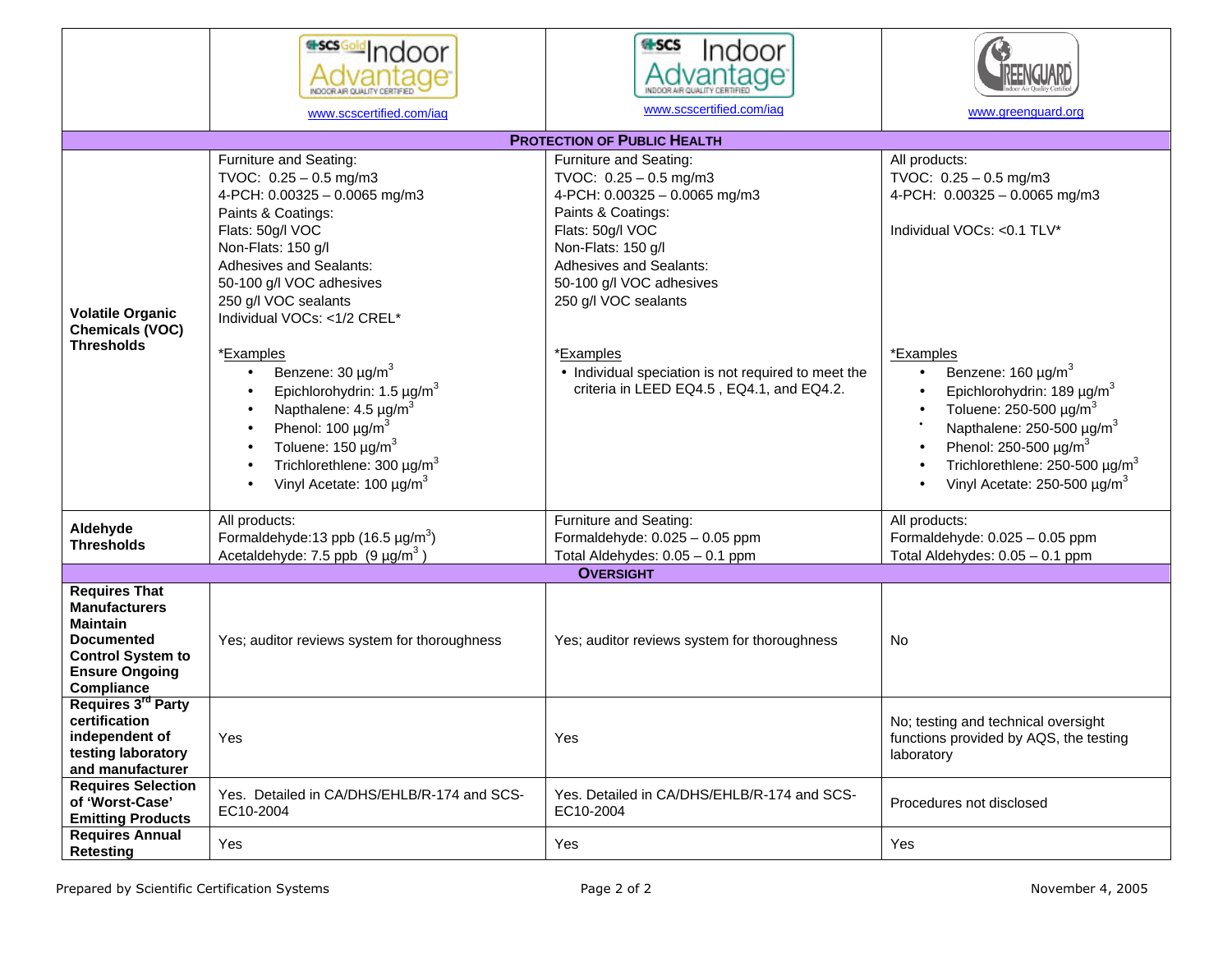| | SCS Gold Indoor Advantage Indoor Air Quality Certified www.scscertified.com/iaq | SCS Indoor Advantage Indoor Air Quality Certified www.scscertified.com/iaq | Greenguard Indoor Air Quality Certified www.greenguard.org |
|---|---|---|---|
| **PROTECTION OF PUBLIC HEALTH** | | | |
| **Volatile Organic Chemicals (VOC) Thresholds** | Furniture and Seating:<br>TVOC: 0.25 – 0.5 mg/m3<br>4-PCH: 0.00325 – 0.0065 mg/m3<br>Paints & Coatings:<br>Flats: 50g/l VOC<br>Non-Flats: 150 g/l<br>Adhesives and Sealants:<br>50-100 g/l VOC adhesives<br>250 g/l VOC sealants<br>Individual VOCs: <1/2 CREL*<br><br>*Examples<br>• Benzene: 30 µg/m$^3$<br>• Epichlorohydrin: 1.5 µg/m$^3$<br>• Napthalene: 4.5 µg/m$^3$<br>• Phenol: 100 µg/m$^3$<br>• Toluene: 150 µg/m$^3$<br>• Trichlorethlene: 300 µg/m$^3$<br>• Vinyl Acetate: 100 µg/m$^3$ | Furniture and Seating:<br>TVOC: 0.25 – 0.5 mg/m3<br>4-PCH: 0.00325 – 0.0065 mg/m3<br>Paints & Coatings:<br>Flats: 50g/l VOC<br>Non-Flats: 150 g/l<br>Adhesives and Sealants:<br>50-100 g/l VOC adhesives<br>250 g/l VOC sealants<br><br>*Examples<br>• Individual speciation is not required to meet the criteria in LEED EQ4.5 , EQ4.1, and EQ4.2. | All products:<br>TVOC: 0.25 – 0.5 mg/m3<br>4-PCH: 0.00325 – 0.0065 mg/m3<br><br>Individual VOCs: <0.1 TLV*<br><br>*Examples<br>• Benzene: 160 µg/m$^3$<br>• Epichlorohydrin: 189 µg/m$^3$<br>• Toluene: 250-500 µg/m$^3$<br>• Napthalene: 250-500 µg/m$^3$<br>• Phenol: 250-500 µg/m$^3$<br>• Trichlorethlene: 250-500 µg/m$^3$<br>• Vinyl Acetate: 250-500 µg/m$^3$ |
| **Aldehyde Thresholds** | All products:<br>Formaldehyde:13 ppb (16.5 µg/m$^3$)<br>Acetaldehyde: 7.5 ppb (9 µg/m$^3$ ) | Furniture and Seating:<br>Formaldehyde: 0.025 – 0.05 ppm<br>Total Aldehydes: 0.05 – 0.1 ppm | All products:<br>Formaldehyde: 0.025 – 0.05 ppm<br>Total Aldehydes: 0.05 – 0.1 ppm |
| **OVERSIGHT** | | | |
| **Requires That Manufacturers Maintain Documented Control System to Ensure Ongoing Compliance** | Yes; auditor reviews system for thoroughness | Yes; auditor reviews system for thoroughness | No |
| **Requires 3rd Party certification independent of testing laboratory and manufacturer** | Yes | Yes | No; testing and technical oversight functions provided by AQS, the testing laboratory |
| **Requires Selection of 'Worst-Case' Emitting Products** | Yes. Detailed in CA/DHS/EHLB/R-174 and SCS-EC10-2004 | Yes. Detailed in CA/DHS/EHLB/R-174 and SCS-EC10-2004 | Procedures not disclosed |
| **Requires Annual Retesting** | Yes | Yes | Yes |

Prepared by Scientific Certification Systems

November 4, 2005